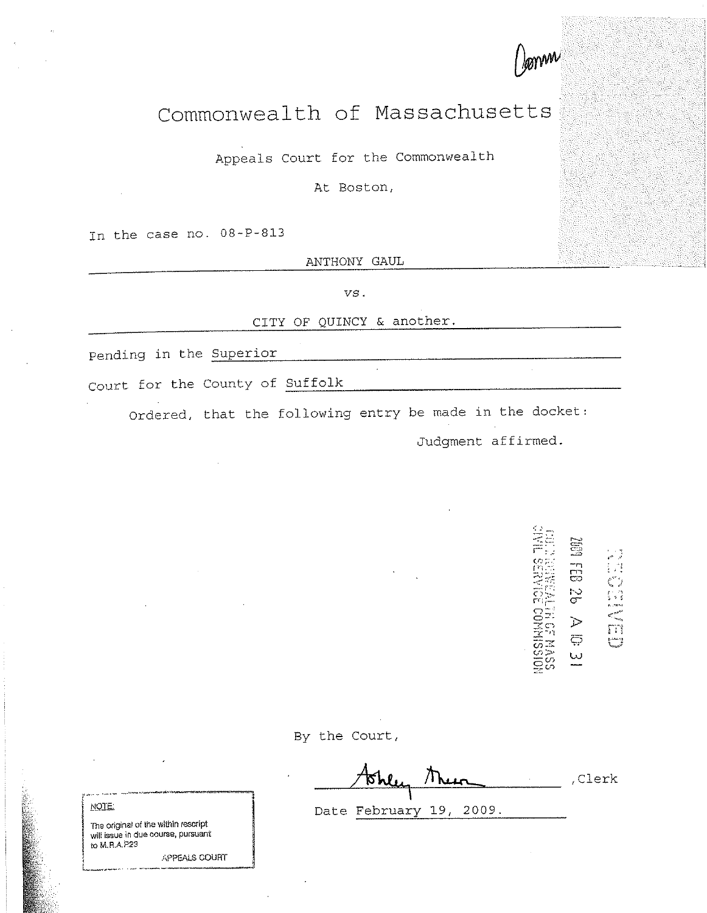Comm

# Commonwealth of Massachusetts

Appeals Court for the Commonwealth

At Boston,

In the case no. 08-P-813

ANTHONY GAUL

vs.

CITY OF QUINCY & another.

Pending in the Superior

Court for the County of Suffolk

Ordered, that the following entry be made in the docket:

Judgment affirmed.

RECEIVED

2009 FEB 26 A 10: 31

COMMONWEALTH OF MASS
CIVIL SERVICE COMMISSION

By the Court,

Ashley Thun, Clerk

Date February 19, 2009.

NOTE:

The original of the within rescript will issue in due course, pursuant to M.R.A.P.23

APPEALS COURT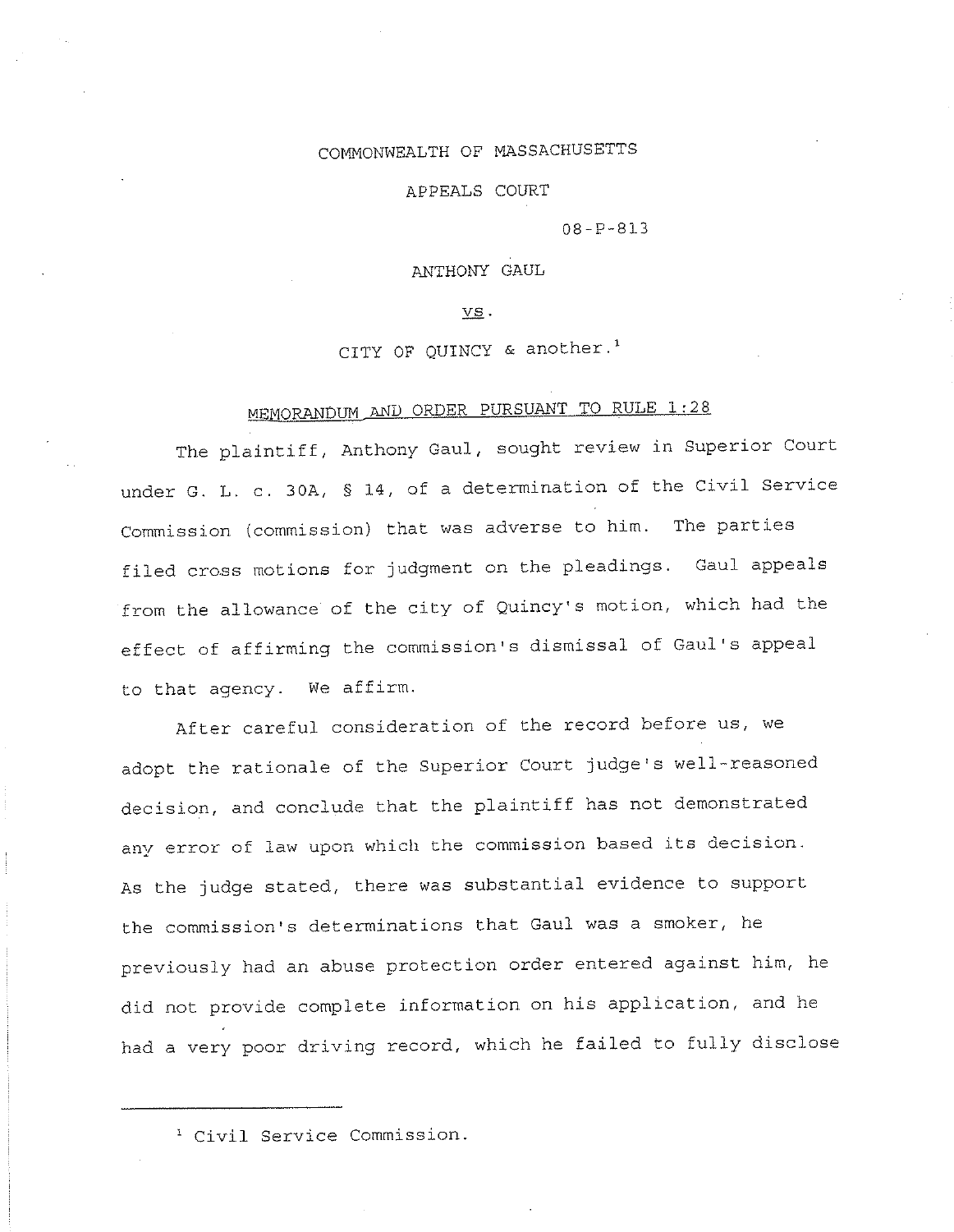COMMONWEALTH OF MASSACHUSETTS

APPEALS COURT

08-P-813

ANTHONY GAUL

vs.

CITY OF QUINCY & another.[1]

MEMORANDUM AND ORDER PURSUANT TO RULE 1:28

The plaintiff, Anthony Gaul, sought review in Superior Court under G. L. c. 30A, § 14, of a determination of the Civil Service Commission (commission) that was adverse to him. The parties filed cross motions for judgment on the pleadings. Gaul appeals from the allowance of the city of Quincy's motion, which had the effect of affirming the commission's dismissal of Gaul's appeal to that agency. We affirm.

After careful consideration of the record before us, we adopt the rationale of the Superior Court judge's well-reasoned decision, and conclude that the plaintiff has not demonstrated any error of law upon which the commission based its decision. As the judge stated, there was substantial evidence to support the commission's determinations that Gaul was a smoker, he previously had an abuse protection order entered against him, he did not provide complete information on his application, and he had a very poor driving record, which he failed to fully disclose

---

[1] Civil Service Commission.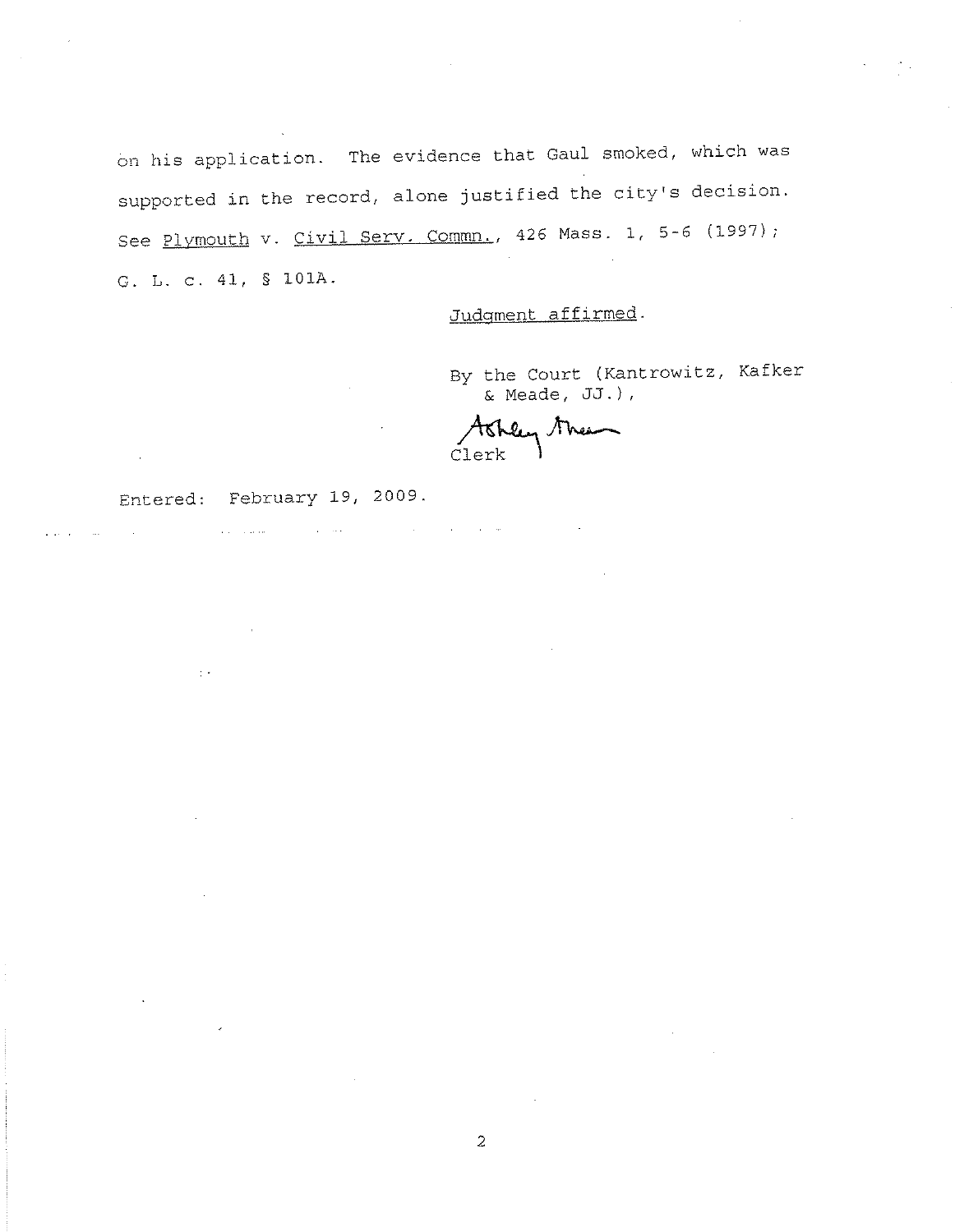on his application. The evidence that Gaul smoked, which was supported in the record, alone justified the city's decision. See Plymouth v. Civil Serv. Commn., 426 Mass. 1, 5-6 (1997); G. L. c. 41, § 101A.

Judgment affirmed.

By the Court (Kantrowitz, Kafker & Meade, JJ.),

Clerk

Entered: February 19, 2009.